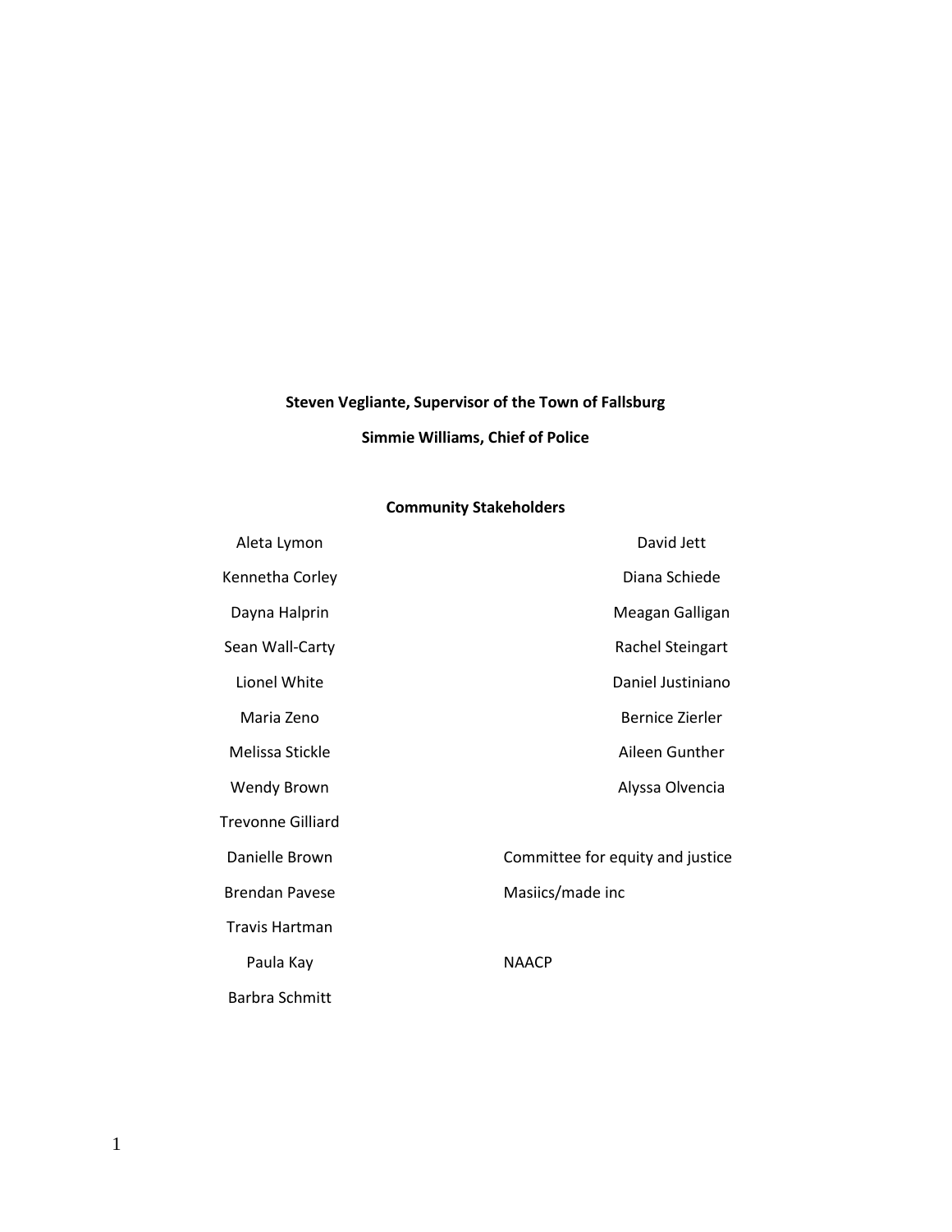**Steven Vegliante, Supervisor of the Town of Fallsburg**

**Simmie Williams, Chief of Police**

**Community Stakeholders**

| | |
|---|---|
| Aleta Lymon | David Jett |
| Kennetha Corley | Diana Schiede |
| Dayna Halprin | Meagan Galligan |
| Sean Wall-Carty | Rachel Steingart |
| Lionel White | Daniel Justiniano |
| Maria Zeno | Bernice Zierler |
| Melissa Stickle | Aileen Gunther |
| Wendy Brown | Alyssa Olvencia |
| Trevonne Gilliard | |
| Danielle Brown | Committee for equity and justice |
| Brendan Pavese | Masiics/made inc |
| Travis Hartman | |
| Paula Kay | NAACP |
| Barbra Schmitt | |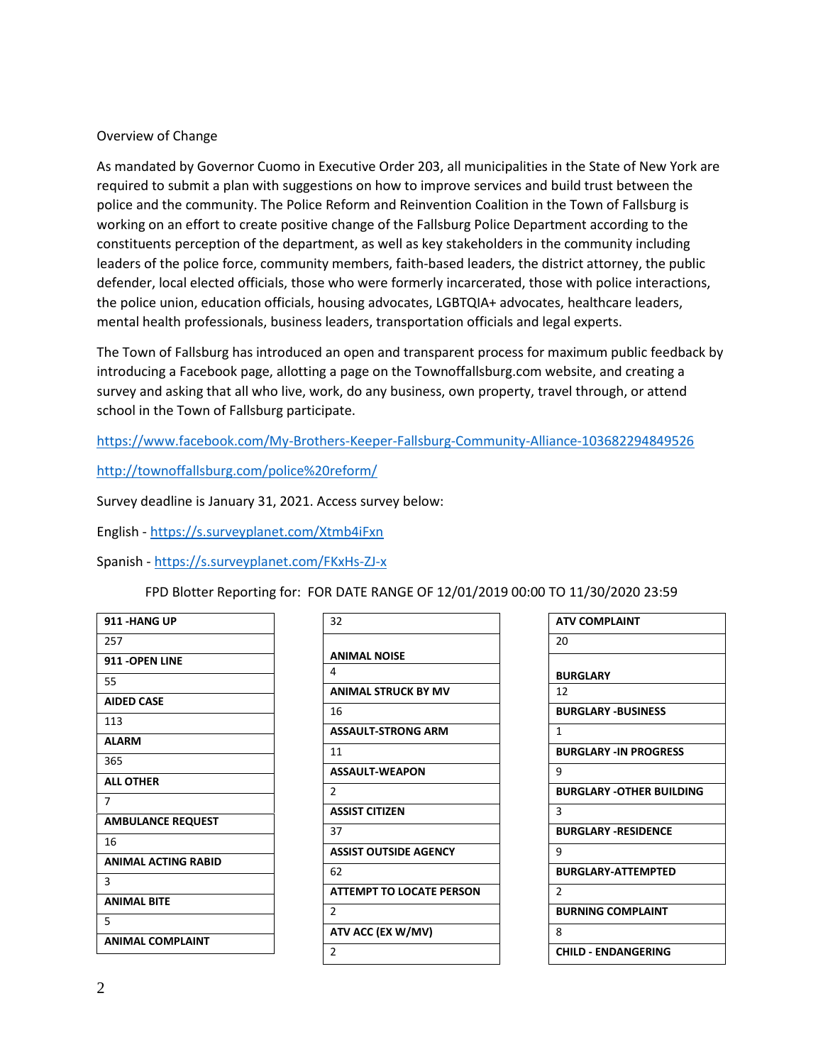Overview of Change

As mandated by Governor Cuomo in Executive Order 203, all municipalities in the State of New York are required to submit a plan with suggestions on how to improve services and build trust between the police and the community. The Police Reform and Reinvention Coalition in the Town of Fallsburg is working on an effort to create positive change of the Fallsburg Police Department according to the constituents perception of the department, as well as key stakeholders in the community including leaders of the police force, community members, faith-based leaders, the district attorney, the public defender, local elected officials, those who were formerly incarcerated, those with police interactions, the police union, education officials, housing advocates, LGBTQIA+ advocates, healthcare leaders, mental health professionals, business leaders, transportation officials and legal experts.

The Town of Fallsburg has introduced an open and transparent process for maximum public feedback by introducing a Facebook page, allotting a page on the Townoffallsburg.com website, and creating a survey and asking that all who live, work, do any business, own property, travel through, or attend school in the Town of Fallsburg participate.

https://www.facebook.com/My-Brothers-Keeper-Fallsburg-Community-Alliance-103682294849526

http://townoffallsburg.com/police%20reform/

Survey deadline is January 31, 2021. Access survey below:

English - https://s.surveyplanet.com/Xtmb4iFxn

Spanish - https://s.surveyplanet.com/FKxHs-ZJ-x

FPD Blotter Reporting for: FOR DATE RANGE OF 12/01/2019 00:00 TO 11/30/2020 23:59

| Call Type | Count |
|---|---|
| **911 -HANG UP** | 257 |
| **911 -OPEN LINE** | 55 |
| **AIDED CASE** | 113 |
| **ALARM** | 365 |
| **ALL OTHER** | 7 |
| **AMBULANCE REQUEST** | 16 |
| **ANIMAL ACTING RABID** | 3 |
| **ANIMAL BITE** | 5 |
| **ANIMAL COMPLAINT** | 32 |
| **ANIMAL NOISE** | 4 |
| **ANIMAL STRUCK BY MV** | 16 |
| **ASSAULT-STRONG ARM** | 11 |
| **ASSAULT-WEAPON** | 2 |
| **ASSIST CITIZEN** | 37 |
| **ASSIST OUTSIDE AGENCY** | 62 |
| **ATTEMPT TO LOCATE PERSON** | 2 |
| **ATV ACC (EX W/MV)** | 2 |
| **ATV COMPLAINT** | 20 |
| **BURGLARY** | 12 |
| **BURGLARY -BUSINESS** | 1 |
| **BURGLARY -IN PROGRESS** | 9 |
| **BURGLARY -OTHER BUILDING** | 3 |
| **BURGLARY -RESIDENCE** | 9 |
| **BURGLARY-ATTEMPTED** | 2 |
| **BURNING COMPLAINT** | 8 |
| **CHILD - ENDANGERING** | |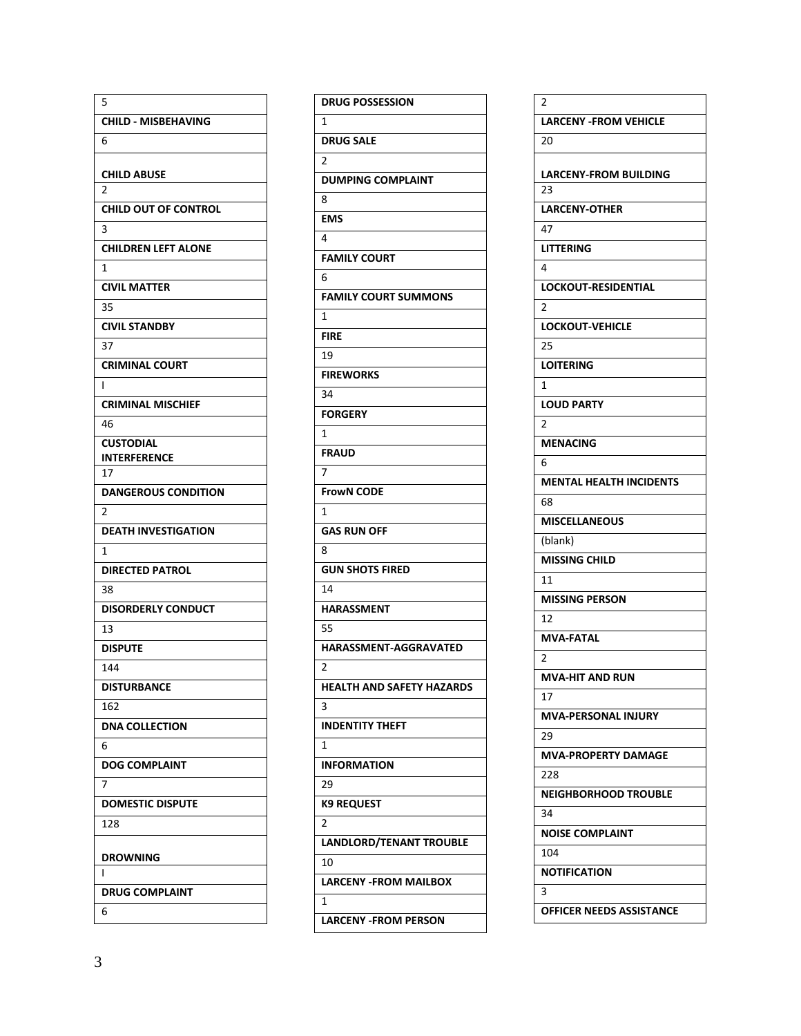| |
|---|
| 5 |
| **CHILD - MISBEHAVING** |
| 6 |
| **CHILD ABUSE** |
| 2 |
| **CHILD OUT OF CONTROL** |
| 3 |
| **CHILDREN LEFT ALONE** |
| 1 |
| **CIVIL MATTER** |
| 35 |
| **CIVIL STANDBY** |
| 37 |
| **CRIMINAL COURT** |
| I |
| **CRIMINAL MISCHIEF** |
| 46 |
| **CUSTODIAL INTERFERENCE** |
| 17 |
| **DANGEROUS CONDITION** |
| 2 |
| **DEATH INVESTIGATION** |
| 1 |
| **DIRECTED PATROL** |
| 38 |
| **DISORDERLY CONDUCT** |
| 13 |
| **DISPUTE** |
| 144 |
| **DISTURBANCE** |
| 162 |
| **DNA COLLECTION** |
| 6 |
| **DOG COMPLAINT** |
| 7 |
| **DOMESTIC DISPUTE** |
| 128 |
| **DROWNING** |
| I |
| **DRUG COMPLAINT** |
| 6 |

| |
|---|
| **DRUG POSSESSION** |
| 1 |
| **DRUG SALE** |
| 2 |
| **DUMPING COMPLAINT** |
| 8 |
| **EMS** |
| 4 |
| **FAMILY COURT** |
| 6 |
| **FAMILY COURT SUMMONS** |
| 1 |
| **FIRE** |
| 19 |
| **FIREWORKS** |
| 34 |
| **FORGERY** |
| 1 |
| **FRAUD** |
| 7 |
| **FrowN CODE** |
| 1 |
| **GAS RUN OFF** |
| 8 |
| **GUN SHOTS FIRED** |
| 14 |
| **HARASSMENT** |
| 55 |
| **HARASSMENT-AGGRAVATED** |
| 2 |
| **HEALTH AND SAFETY HAZARDS** |
| 3 |
| **INDENTITY THEFT** |
| 1 |
| **INFORMATION** |
| 29 |
| **K9 REQUEST** |
| 2 |
| **LANDLORD/TENANT TROUBLE** |
| 10 |
| **LARCENY -FROM MAILBOX** |
| 1 |
| **LARCENY -FROM PERSON** |

| |
|---|
| 2 |
| **LARCENY -FROM VEHICLE** |
| 20 |
| **LARCENY-FROM BUILDING** |
| 23 |
| **LARCENY-OTHER** |
| 47 |
| **LITTERING** |
| 4 |
| **LOCKOUT-RESIDENTIAL** |
| 2 |
| **LOCKOUT-VEHICLE** |
| 25 |
| **LOITERING** |
| 1 |
| **LOUD PARTY** |
| 2 |
| **MENACING** |
| 6 |
| **MENTAL HEALTH INCIDENTS** |
| 68 |
| **MISCELLANEOUS** |
| (blank) |
| **MISSING CHILD** |
| 11 |
| **MISSING PERSON** |
| 12 |
| **MVA-FATAL** |
| 2 |
| **MVA-HIT AND RUN** |
| 17 |
| **MVA-PERSONAL INJURY** |
| 29 |
| **MVA-PROPERTY DAMAGE** |
| 228 |
| **NEIGHBORHOOD TROUBLE** |
| 34 |
| **NOISE COMPLAINT** |
| 104 |
| **NOTIFICATION** |
| 3 |
| **OFFICER NEEDS ASSISTANCE** |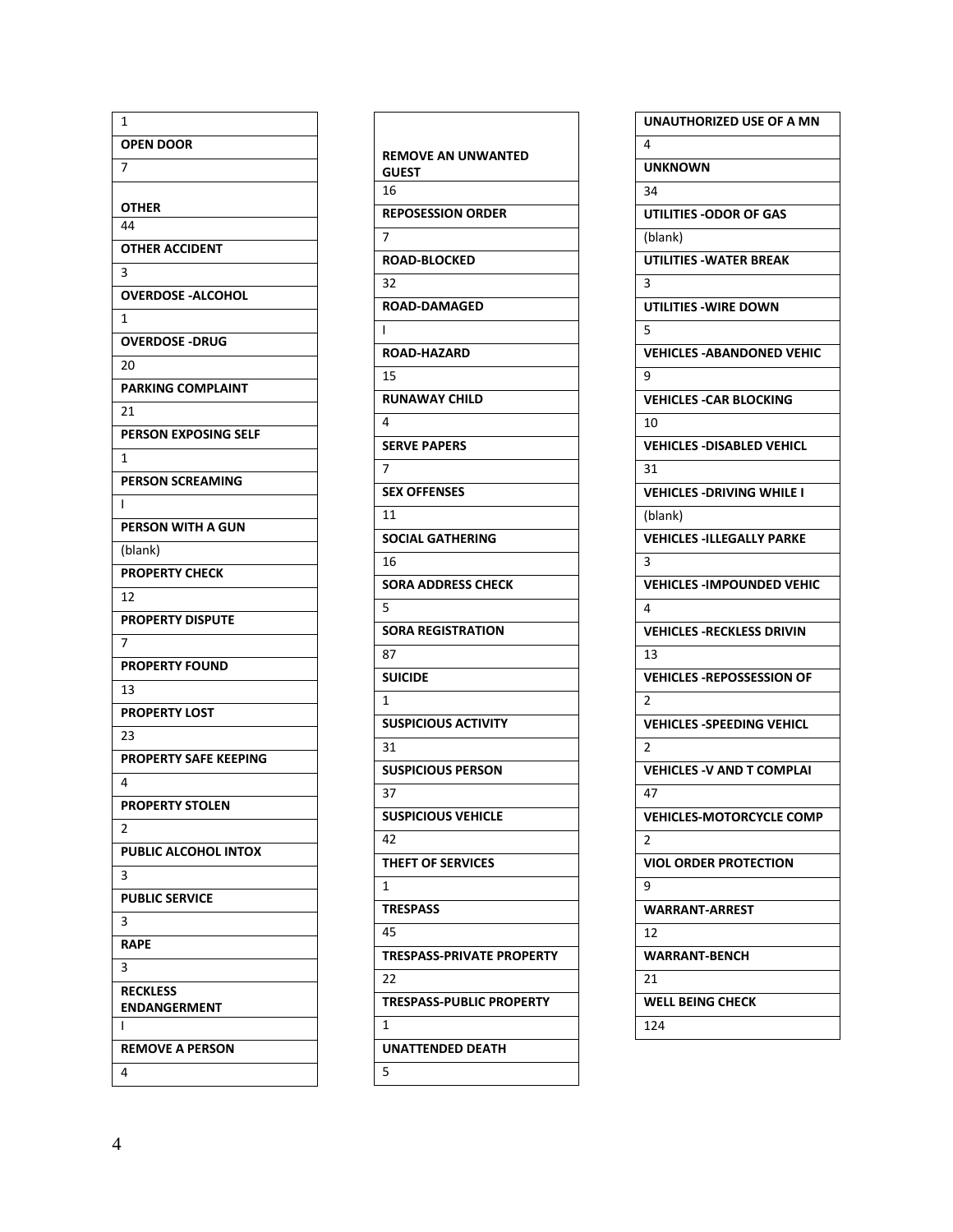| 1 |
| --- |
| **OPEN DOOR** |
| 7 |
| **OTHER** |
| 44 |
| **OTHER ACCIDENT** |
| 3 |
| **OVERDOSE -ALCOHOL** |
| 1 |
| **OVERDOSE -DRUG** |
| 20 |
| **PARKING COMPLAINT** |
| 21 |
| **PERSON EXPOSING SELF** |
| 1 |
| **PERSON SCREAMING** |
| I |
| **PERSON WITH A GUN** |
| (blank) |
| **PROPERTY CHECK** |
| 12 |
| **PROPERTY DISPUTE** |
| 7 |
| **PROPERTY FOUND** |
| 13 |
| **PROPERTY LOST** |
| 23 |
| **PROPERTY SAFE KEEPING** |
| 4 |
| **PROPERTY STOLEN** |
| 2 |
| **PUBLIC ALCOHOL INTOX** |
| 3 |
| **PUBLIC SERVICE** |
| 3 |
| **RAPE** |
| 3 |
| **RECKLESS ENDANGERMENT** |
| I |
| **REMOVE A PERSON** |
| 4 |

| **REMOVE AN UNWANTED GUEST** |
| --- |
| 16 |
| **REPOSESSION ORDER** |
| 7 |
| **ROAD-BLOCKED** |
| 32 |
| **ROAD-DAMAGED** |
| I |
| **ROAD-HAZARD** |
| 15 |
| **RUNAWAY CHILD** |
| 4 |
| **SERVE PAPERS** |
| 7 |
| **SEX OFFENSES** |
| 11 |
| **SOCIAL GATHERING** |
| 16 |
| **SORA ADDRESS CHECK** |
| 5 |
| **SORA REGISTRATION** |
| 87 |
| **SUICIDE** |
| 1 |
| **SUSPICIOUS ACTIVITY** |
| 31 |
| **SUSPICIOUS PERSON** |
| 37 |
| **SUSPICIOUS VEHICLE** |
| 42 |
| **THEFT OF SERVICES** |
| 1 |
| **TRESPASS** |
| 45 |
| **TRESPASS-PRIVATE PROPERTY** |
| 22 |
| **TRESPASS-PUBLIC PROPERTY** |
| 1 |
| **UNATTENDED DEATH** |
| 5 |

| **UNAUTHORIZED USE OF A MN** |
| --- |
| 4 |
| **UNKNOWN** |
| 34 |
| **UTILITIES -ODOR OF GAS** |
| (blank) |
| **UTILITIES -WATER BREAK** |
| 3 |
| **UTILITIES -WIRE DOWN** |
| 5 |
| **VEHICLES -ABANDONED VEHIC** |
| 9 |
| **VEHICLES -CAR BLOCKING** |
| 10 |
| **VEHICLES -DISABLED VEHICL** |
| 31 |
| **VEHICLES -DRIVING WHILE I** |
| (blank) |
| **VEHICLES -ILLEGALLY PARKE** |
| 3 |
| **VEHICLES -IMPOUNDED VEHIC** |
| 4 |
| **VEHICLES -RECKLESS DRIVIN** |
| 13 |
| **VEHICLES -REPOSSESSION OF** |
| 2 |
| **VEHICLES -SPEEDING VEHICL** |
| 2 |
| **VEHICLES -V AND T COMPLAI** |
| 47 |
| **VEHICLES-MOTORCYCLE COMP** |
| 2 |
| **VIOL ORDER PROTECTION** |
| 9 |
| **WARRANT-ARREST** |
| 12 |
| **WARRANT-BENCH** |
| 21 |
| **WELL BEING CHECK** |
| 124 |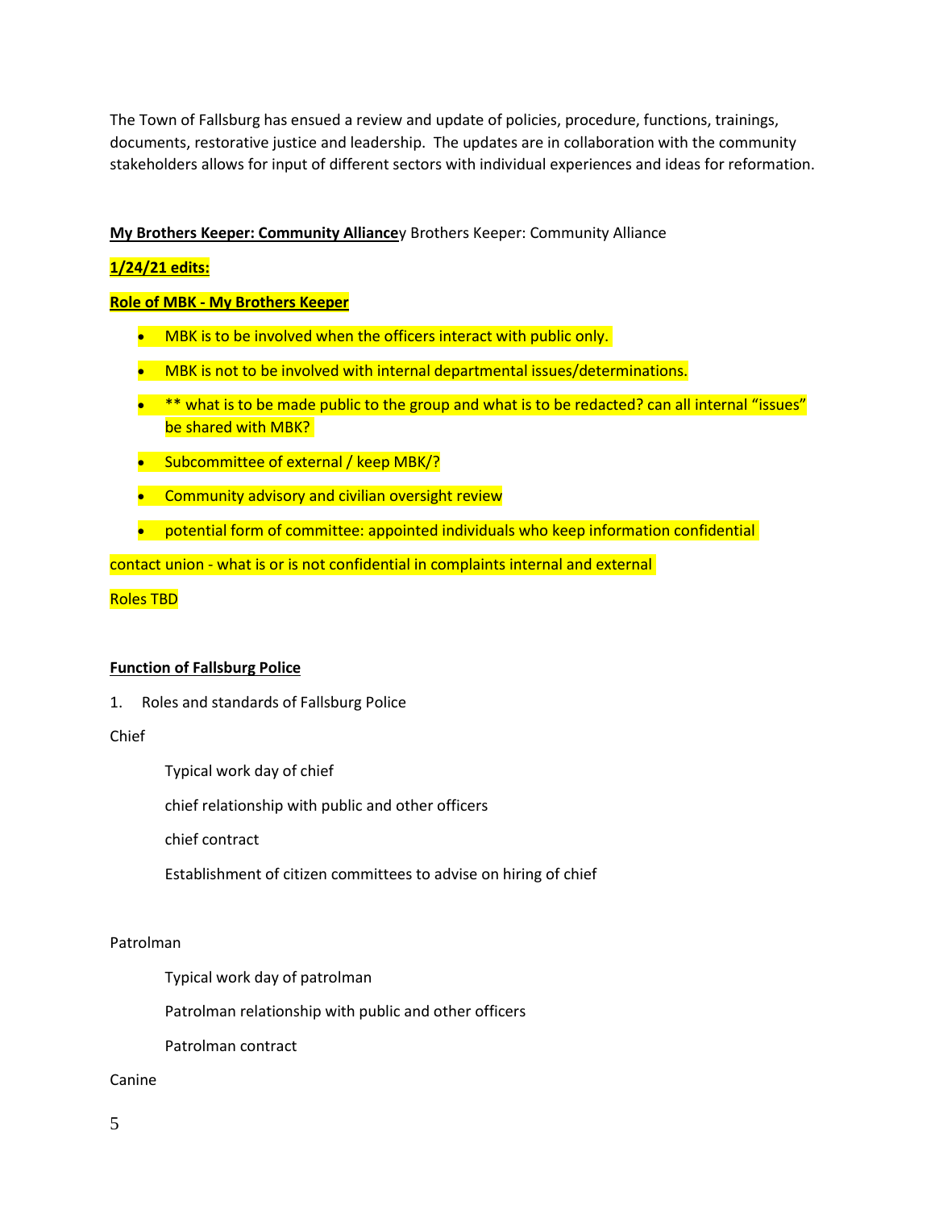The Town of Fallsburg has ensued a review and update of policies, procedure, functions, trainings, documents, restorative justice and leadership. The updates are in collaboration with the community stakeholders allows for input of different sectors with individual experiences and ideas for reformation.

**My Brothers Keeper: Community Alliance**y Brothers Keeper: Community Alliance

**1/24/21 edits:**

**Role of MBK - My Brothers Keeper**

- MBK is to be involved when the officers interact with public only.
- MBK is not to be involved with internal departmental issues/determinations.
- ** what is to be made public to the group and what is to be redacted? can all internal "issues" be shared with MBK?
- Subcommittee of external / keep MBK/?
- Community advisory and civilian oversight review
- potential form of committee: appointed individuals who keep information confidential

contact union - what is or is not confidential in complaints internal and external

Roles TBD

**Function of Fallsburg Police**

1. Roles and standards of Fallsburg Police

Chief

- Typical work day of chief
- chief relationship with public and other officers
- chief contract
- Establishment of citizen committees to advise on hiring of chief

Patrolman

- Typical work day of patrolman
- Patrolman relationship with public and other officers
- Patrolman contract

Canine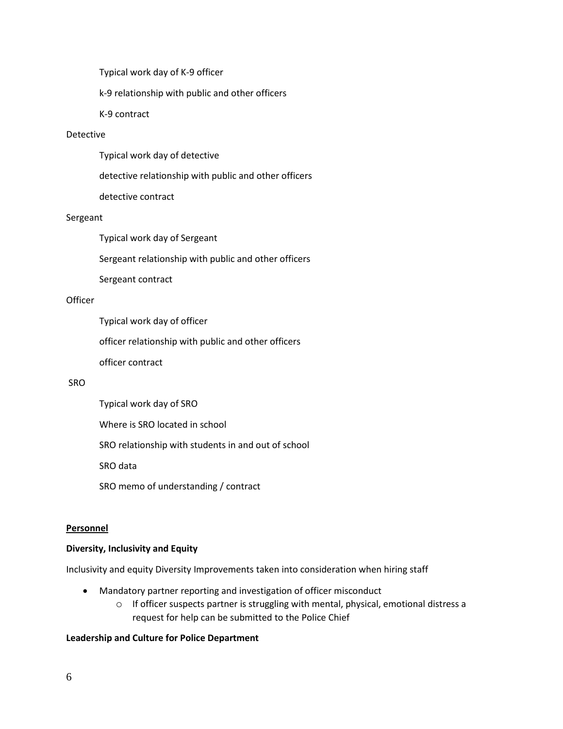Typical work day of K-9 officer

k-9 relationship with public and other officers

K-9 contract

Detective

Typical work day of detective

detective relationship with public and other officers

detective contract

Sergeant

Typical work day of Sergeant

Sergeant relationship with public and other officers

Sergeant contract

Officer

Typical work day of officer

officer relationship with public and other officers

officer contract

SRO

Typical work day of SRO

Where is SRO located in school

SRO relationship with students in and out of school

SRO data

SRO memo of understanding / contract

**<u>Personnel</u>**

**Diversity, Inclusivity and Equity**

Inclusivity and equity Diversity Improvements taken into consideration when hiring staff

- Mandatory partner reporting and investigation of officer misconduct
    - If officer suspects partner is struggling with mental, physical, emotional distress a request for help can be submitted to the Police Chief

**Leadership and Culture for Police Department**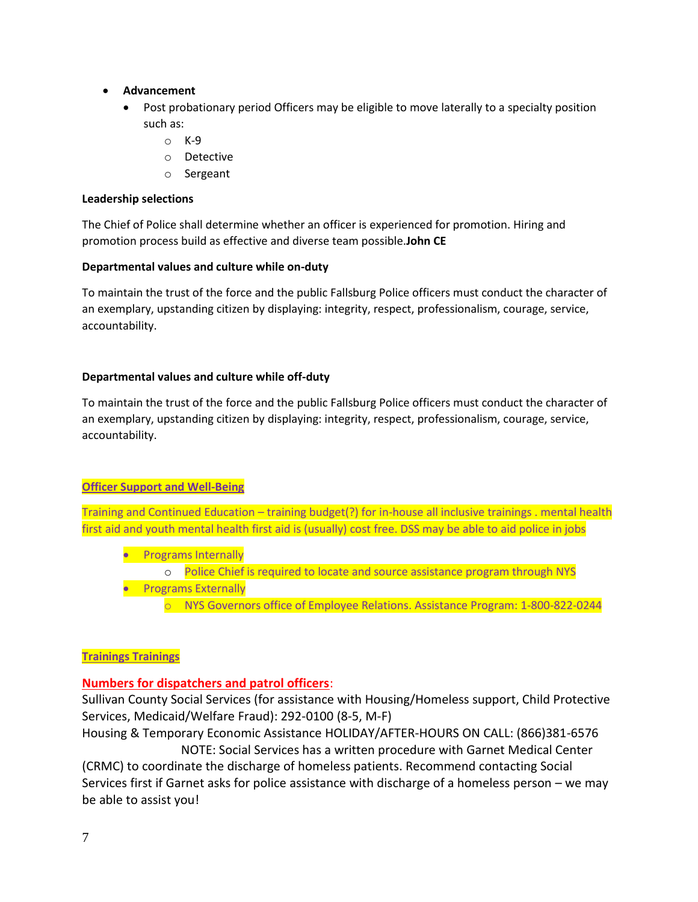- **Advancement**
  - Post probationary period Officers may be eligible to move laterally to a specialty position such as:
    - K-9
    - Detective
    - Sergeant

**Leadership selections**

The Chief of Police shall determine whether an officer is experienced for promotion. Hiring and promotion process build as effective and diverse team possible.**John CE**

**Departmental values and culture while on-duty**

To maintain the trust of the force and the public Fallsburg Police officers must conduct the character of an exemplary, upstanding citizen by displaying: integrity, respect, professionalism, courage, service, accountability.

**Departmental values and culture while off-duty**

To maintain the trust of the force and the public Fallsburg Police officers must conduct the character of an exemplary, upstanding citizen by displaying: integrity, respect, professionalism, courage, service, accountability.

**Officer Support and Well-Being**

Training and Continued Education – training budget(?) for in-house all inclusive trainings . mental health first aid and youth mental health first aid is (usually) cost free. DSS may be able to aid police in jobs

- Programs Internally
  - Police Chief is required to locate and source assistance program through NYS
- Programs Externally
  - NYS Governors office of Employee Relations. Assistance Program: 1-800-822-0244

**Trainings Trainings**

**Numbers for dispatchers and patrol officers**:

Sullivan County Social Services (for assistance with Housing/Homeless support, Child Protective Services, Medicaid/Welfare Fraud): 292-0100 (8-5, M-F)

Housing & Temporary Economic Assistance HOLIDAY/AFTER-HOURS ON CALL: (866)381-6576

NOTE: Social Services has a written procedure with Garnet Medical Center (CRMC) to coordinate the discharge of homeless patients. Recommend contacting Social Services first if Garnet asks for police assistance with discharge of a homeless person – we may be able to assist you!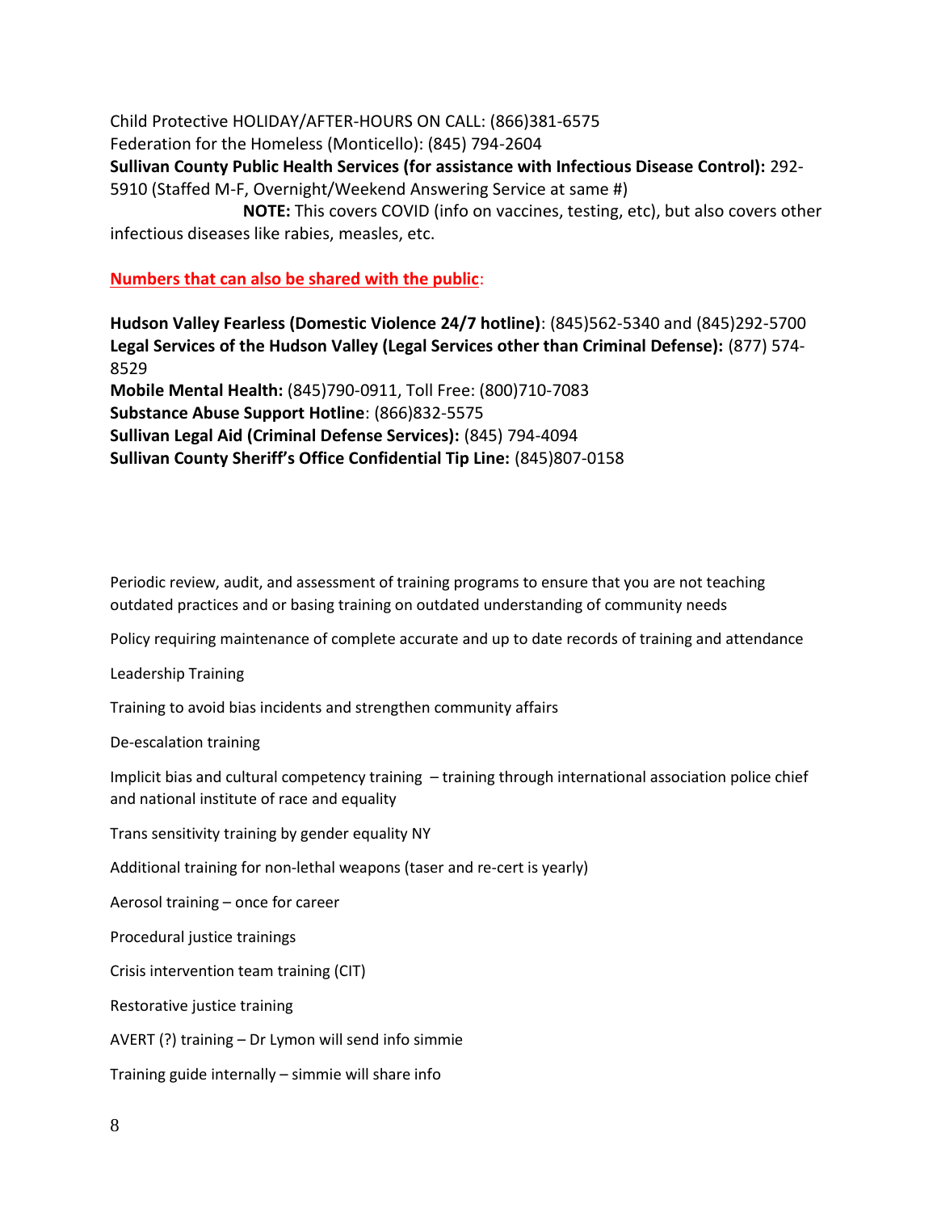Child Protective HOLIDAY/AFTER-HOURS ON CALL: (866)381-6575
Federation for the Homeless (Monticello): (845) 794-2604
**Sullivan County Public Health Services (for assistance with Infectious Disease Control):** 292-5910 (Staffed M-F, Overnight/Weekend Answering Service at same #)

**NOTE:** This covers COVID (info on vaccines, testing, etc), but also covers other infectious diseases like rabies, measles, etc.

**Numbers that can also be shared with the public**:

**Hudson Valley Fearless (Domestic Violence 24/7 hotline)**: (845)562-5340 and (845)292-5700
**Legal Services of the Hudson Valley (Legal Services other than Criminal Defense):** (877) 574-8529
**Mobile Mental Health:** (845)790-0911, Toll Free: (800)710-7083
**Substance Abuse Support Hotline**: (866)832-5575
**Sullivan Legal Aid (Criminal Defense Services):** (845) 794-4094
**Sullivan County Sheriff's Office Confidential Tip Line:** (845)807-0158

Periodic review, audit, and assessment of training programs to ensure that you are not teaching outdated practices and or basing training on outdated understanding of community needs

Policy requiring maintenance of complete accurate and up to date records of training and attendance

Leadership Training

Training to avoid bias incidents and strengthen community affairs

De-escalation training

Implicit bias and cultural competency training – training through international association police chief and national institute of race and equality

Trans sensitivity training by gender equality NY

Additional training for non-lethal weapons (taser and re-cert is yearly)

Aerosol training – once for career

Procedural justice trainings

Crisis intervention team training (CIT)

Restorative justice training

AVERT (?) training – Dr Lymon will send info simmie

Training guide internally – simmie will share info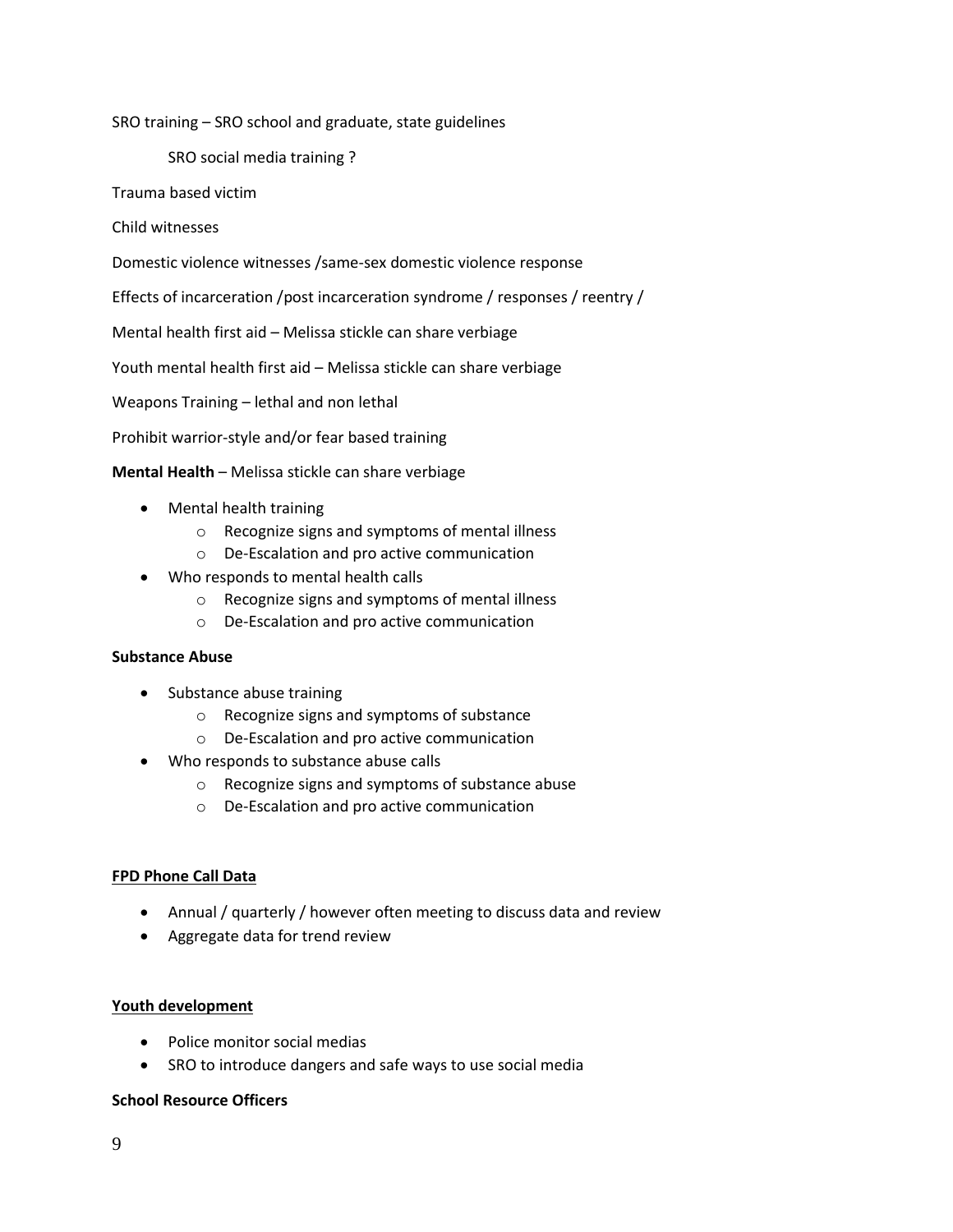SRO training – SRO school and graduate, state guidelines

SRO social media training ?

Trauma based victim

Child witnesses

Domestic violence witnesses /same-sex domestic violence response

Effects of incarceration /post incarceration syndrome / responses / reentry /

Mental health first aid – Melissa stickle can share verbiage

Youth mental health first aid – Melissa stickle can share verbiage

Weapons Training – lethal and non lethal

Prohibit warrior-style and/or fear based training

**Mental Health** – Melissa stickle can share verbiage

- Mental health training
  - Recognize signs and symptoms of mental illness
  - De-Escalation and pro active communication
- Who responds to mental health calls
  - Recognize signs and symptoms of mental illness
  - De-Escalation and pro active communication

**Substance Abuse**

- Substance abuse training
  - Recognize signs and symptoms of substance
  - De-Escalation and pro active communication
- Who responds to substance abuse calls
  - Recognize signs and symptoms of substance abuse
  - De-Escalation and pro active communication

**<u>FPD Phone Call Data</u>**

- Annual / quarterly / however often meeting to discuss data and review
- Aggregate data for trend review

**<u>Youth development</u>**

- Police monitor social medias
- SRO to introduce dangers and safe ways to use social media

**School Resource Officers**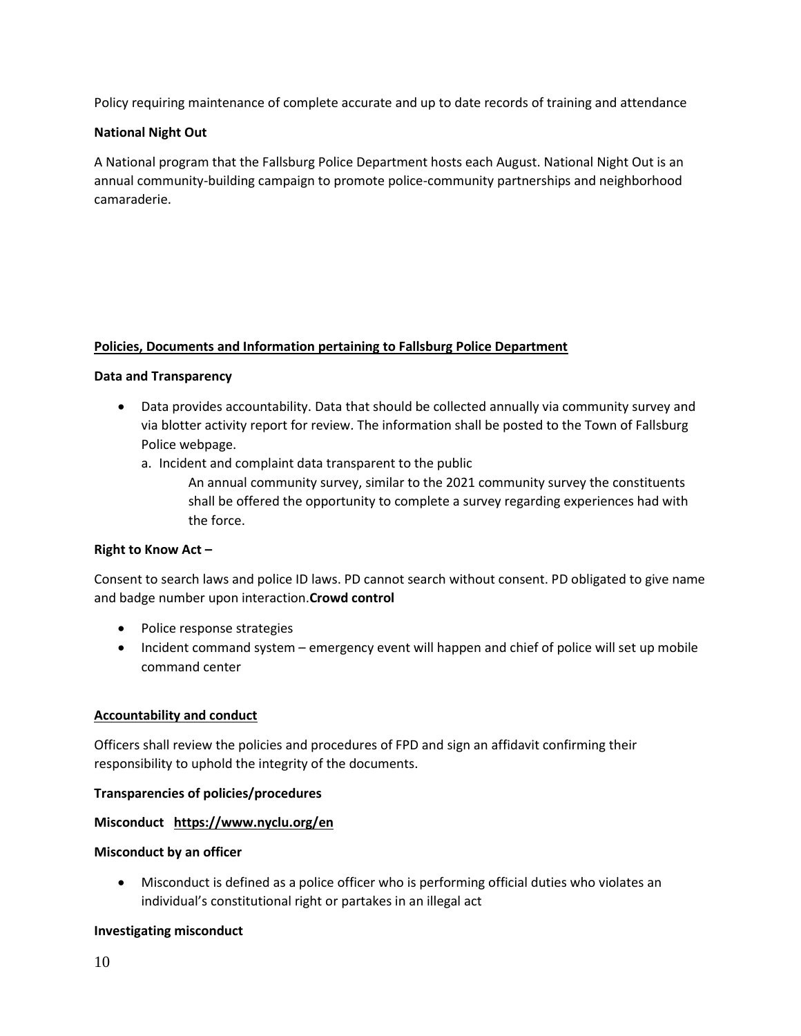Policy requiring maintenance of complete accurate and up to date records of training and attendance

**National Night Out**

A National program that the Fallsburg Police Department hosts each August. National Night Out is an annual community-building campaign to promote police-community partnerships and neighborhood camaraderie.

**<u>Policies, Documents and Information pertaining to Fallsburg Police Department</u>**

**Data and Transparency**

- Data provides accountability. Data that should be collected annually via community survey and via blotter activity report for review. The information shall be posted to the Town of Fallsburg Police webpage.
    a. Incident and complaint data transparent to the public

        An annual community survey, similar to the 2021 community survey the constituents shall be offered the opportunity to complete a survey regarding experiences had with the force.

**Right to Know Act –**

Consent to search laws and police ID laws. PD cannot search without consent. PD obligated to give name and badge number upon interaction.**Crowd control**

- Police response strategies
- Incident command system – emergency event will happen and chief of police will set up mobile command center

**<u>Accountability and conduct</u>**

Officers shall review the policies and procedures of FPD and sign an affidavit confirming their responsibility to uphold the integrity of the documents.

**Transparencies of policies/procedures**

**Misconduct <u>https://www.nyclu.org/en</u>**

**Misconduct by an officer**

- Misconduct is defined as a police officer who is performing official duties who violates an individual's constitutional right or partakes in an illegal act

**Investigating misconduct**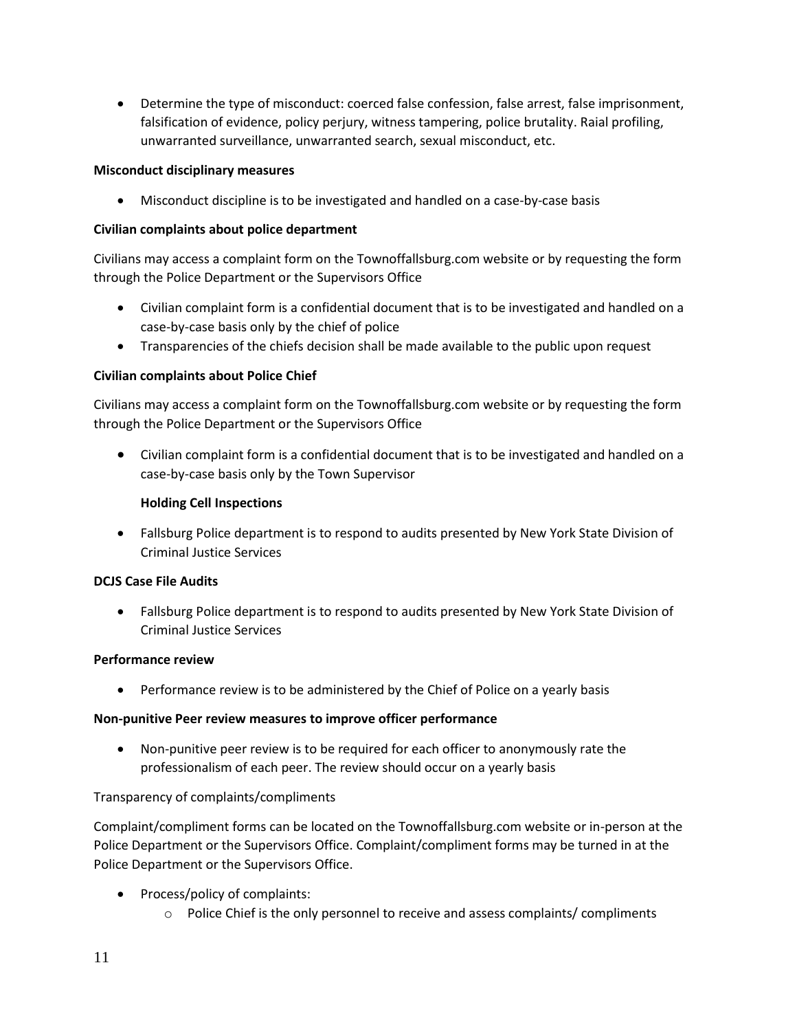- Determine the type of misconduct: coerced false confession, false arrest, false imprisonment, falsification of evidence, policy perjury, witness tampering, police brutality. Raial profiling, unwarranted surveillance, unwarranted search, sexual misconduct, etc.

**Misconduct disciplinary measures**

- Misconduct discipline is to be investigated and handled on a case-by-case basis

**Civilian complaints about police department**

Civilians may access a complaint form on the Townoffallsburg.com website or by requesting the form through the Police Department or the Supervisors Office

- Civilian complaint form is a confidential document that is to be investigated and handled on a case-by-case basis only by the chief of police
- Transparencies of the chiefs decision shall be made available to the public upon request

**Civilian complaints about Police Chief**

Civilians may access a complaint form on the Townoffallsburg.com website or by requesting the form through the Police Department or the Supervisors Office

- Civilian complaint form is a confidential document that is to be investigated and handled on a case-by-case basis only by the Town Supervisor

**Holding Cell Inspections**

- Fallsburg Police department is to respond to audits presented by New York State Division of Criminal Justice Services

**DCJS Case File Audits**

- Fallsburg Police department is to respond to audits presented by New York State Division of Criminal Justice Services

**Performance review**

- Performance review is to be administered by the Chief of Police on a yearly basis

**Non-punitive Peer review measures to improve officer performance**

- Non-punitive peer review is to be required for each officer to anonymously rate the professionalism of each peer. The review should occur on a yearly basis

Transparency of complaints/compliments

Complaint/compliment forms can be located on the Townoffallsburg.com website or in-person at the Police Department or the Supervisors Office. Complaint/compliment forms may be turned in at the Police Department or the Supervisors Office.

- Process/policy of complaints:
  - Police Chief is the only personnel to receive and assess complaints/ compliments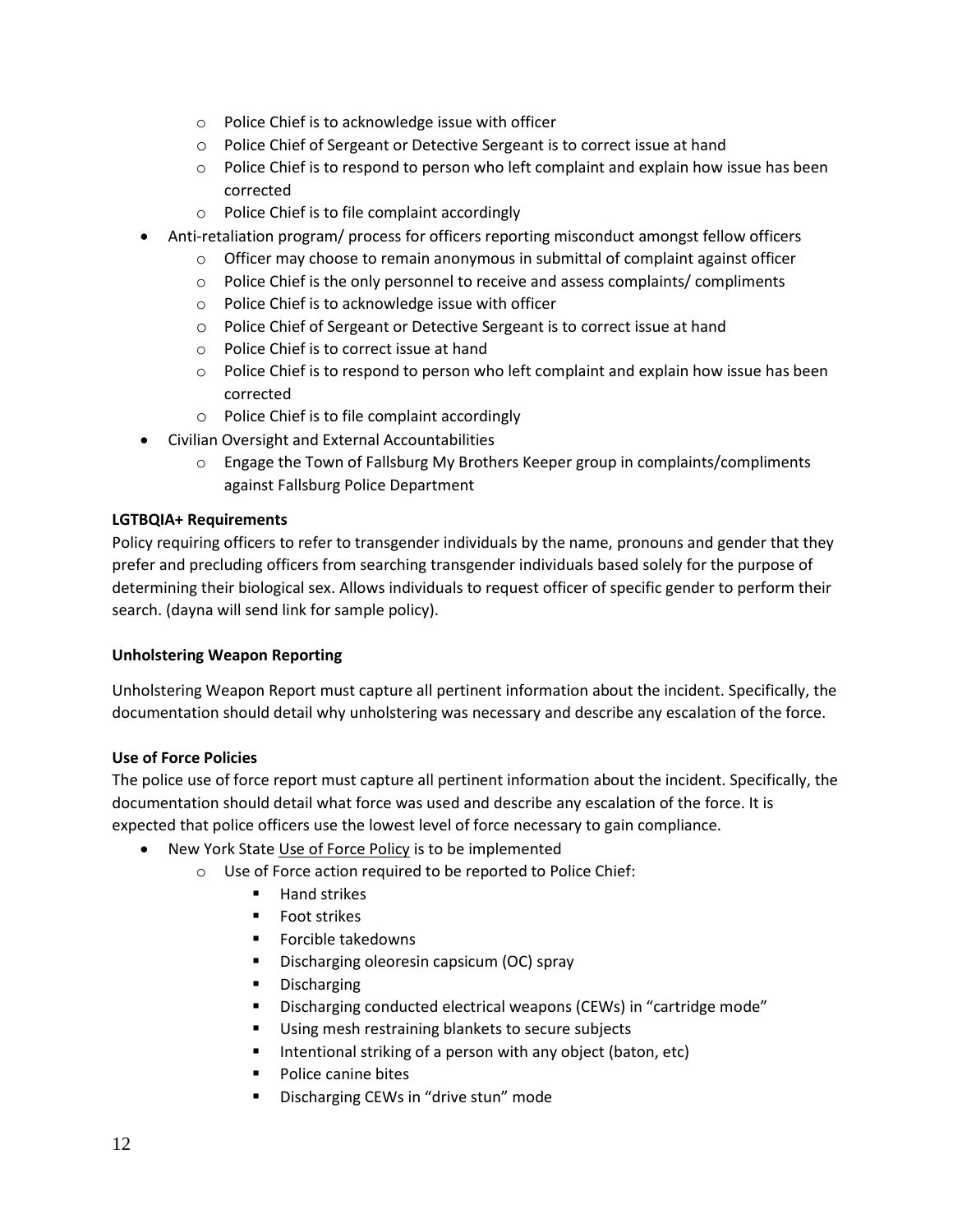- Police Chief is to acknowledge issue with officer
  - Police Chief of Sergeant or Detective Sergeant is to correct issue at hand
  - Police Chief is to respond to person who left complaint and explain how issue has been corrected
  - Police Chief is to file complaint accordingly
- Anti-retaliation program/ process for officers reporting misconduct amongst fellow officers
  - Officer may choose to remain anonymous in submittal of complaint against officer
  - Police Chief is the only personnel to receive and assess complaints/ compliments
  - Police Chief is to acknowledge issue with officer
  - Police Chief of Sergeant or Detective Sergeant is to correct issue at hand
  - Police Chief is to correct issue at hand
  - Police Chief is to respond to person who left complaint and explain how issue has been corrected
  - Police Chief is to file complaint accordingly
- Civilian Oversight and External Accountabilities
  - Engage the Town of Fallsburg My Brothers Keeper group in complaints/compliments against Fallsburg Police Department

**LGTBQIA+ Requirements**

Policy requiring officers to refer to transgender individuals by the name, pronouns and gender that they prefer and precluding officers from searching transgender individuals based solely for the purpose of determining their biological sex. Allows individuals to request officer of specific gender to perform their search. (dayna will send link for sample policy).

**Unholstering Weapon Reporting**

Unholstering Weapon Report must capture all pertinent information about the incident. Specifically, the documentation should detail why unholstering was necessary and describe any escalation of the force.

**Use of Force Policies**

The police use of force report must capture all pertinent information about the incident. Specifically, the documentation should detail what force was used and describe any escalation of the force. It is expected that police officers use the lowest level of force necessary to gain compliance.

- New York State Use of Force Policy is to be implemented
  - Use of Force action required to be reported to Police Chief:
    - Hand strikes
    - Foot strikes
    - Forcible takedowns
    - Discharging oleoresin capsicum (OC) spray
    - Discharging
    - Discharging conducted electrical weapons (CEWs) in "cartridge mode"
    - Using mesh restraining blankets to secure subjects
    - Intentional striking of a person with any object (baton, etc)
    - Police canine bites
    - Discharging CEWs in "drive stun" mode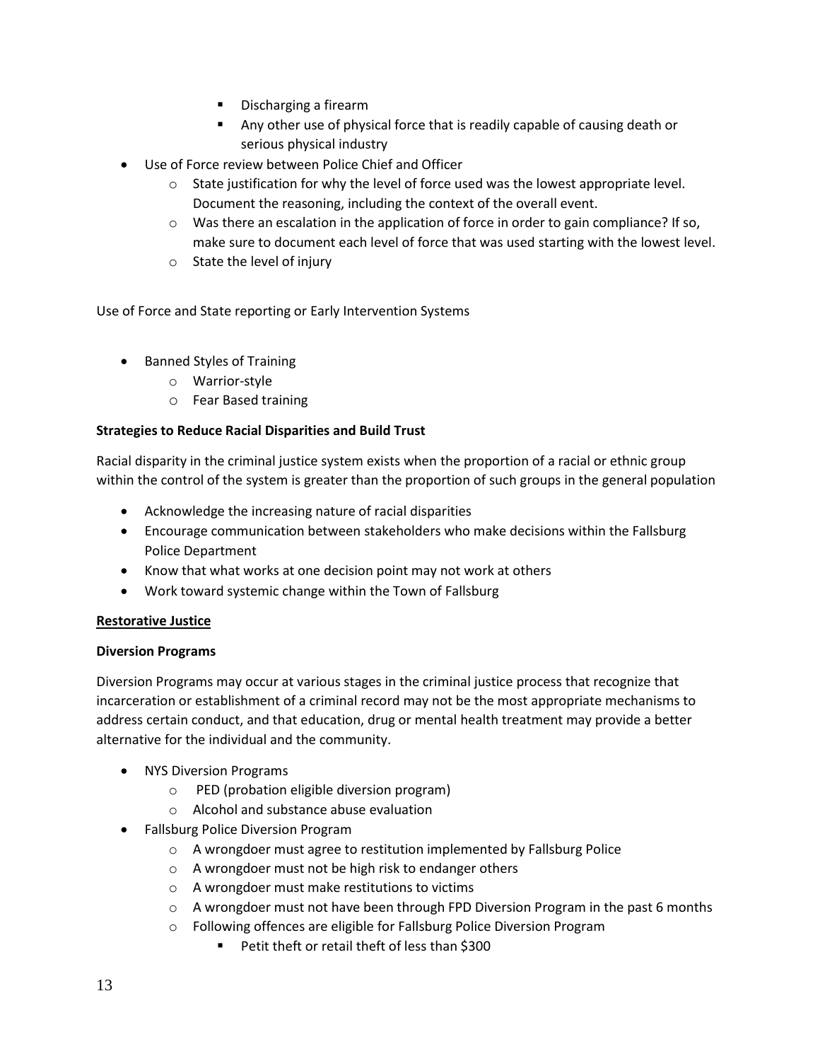- Discharging a firearm
        - Any other use of physical force that is readily capable of causing death or serious physical industry
- Use of Force review between Police Chief and Officer
    - State justification for why the level of force used was the lowest appropriate level. Document the reasoning, including the context of the overall event.
    - Was there an escalation in the application of force in order to gain compliance? If so, make sure to document each level of force that was used starting with the lowest level.
    - State the level of injury

Use of Force and State reporting or Early Intervention Systems

- Banned Styles of Training
    - Warrior-style
    - Fear Based training

**Strategies to Reduce Racial Disparities and Build Trust**

Racial disparity in the criminal justice system exists when the proportion of a racial or ethnic group within the control of the system is greater than the proportion of such groups in the general population

- Acknowledge the increasing nature of racial disparities
- Encourage communication between stakeholders who make decisions within the Fallsburg Police Department
- Know that what works at one decision point may not work at others
- Work toward systemic change within the Town of Fallsburg

**<u>Restorative Justice</u>**

**Diversion Programs**

Diversion Programs may occur at various stages in the criminal justice process that recognize that incarceration or establishment of a criminal record may not be the most appropriate mechanisms to address certain conduct, and that education, drug or mental health treatment may provide a better alternative for the individual and the community.

- NYS Diversion Programs
    - PED (probation eligible diversion program)
    - Alcohol and substance abuse evaluation
- Fallsburg Police Diversion Program
    - A wrongdoer must agree to restitution implemented by Fallsburg Police
    - A wrongdoer must not be high risk to endanger others
    - A wrongdoer must make restitutions to victims
    - A wrongdoer must not have been through FPD Diversion Program in the past 6 months
    - Following offences are eligible for Fallsburg Police Diversion Program
        - Petit theft or retail theft of less than $300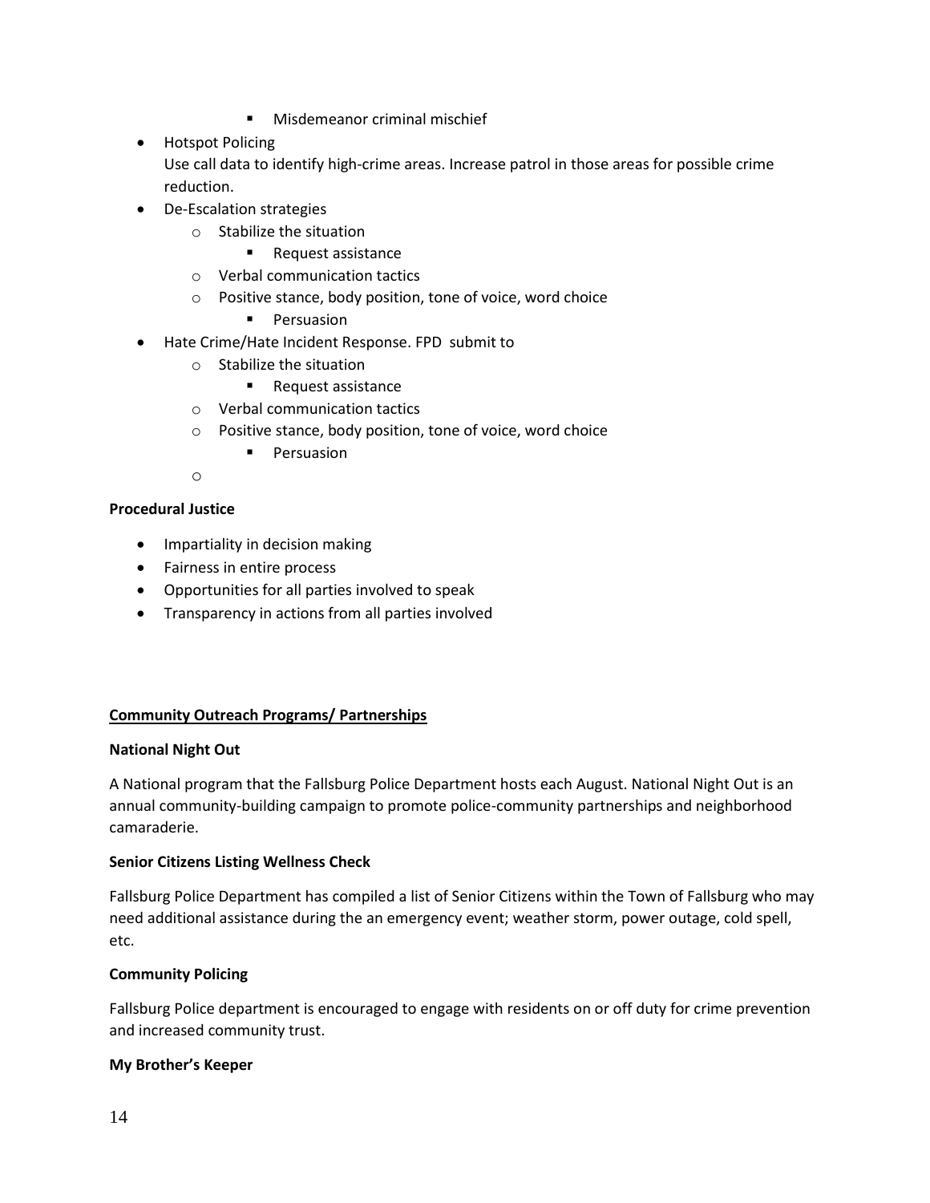- Misdemeanor criminal mischief
- Hotspot Policing
  Use call data to identify high-crime areas. Increase patrol in those areas for possible crime reduction.
- De-Escalation strategies
    - Stabilize the situation
        - Request assistance
    - Verbal communication tactics
    - Positive stance, body position, tone of voice, word choice
        - Persuasion
- Hate Crime/Hate Incident Response. FPD  submit to
    - Stabilize the situation
        - Request assistance
    - Verbal communication tactics
    - Positive stance, body position, tone of voice, word choice
        - Persuasion
    -

**Procedural Justice**

- Impartiality in decision making
- Fairness in entire process
- Opportunities for all parties involved to speak
- Transparency in actions from all parties involved

**<u>Community Outreach Programs/ Partnerships</u>**

**National Night Out**

A National program that the Fallsburg Police Department hosts each August. National Night Out is an annual community-building campaign to promote police-community partnerships and neighborhood camaraderie.

**Senior Citizens Listing Wellness Check**

Fallsburg Police Department has compiled a list of Senior Citizens within the Town of Fallsburg who may need additional assistance during the an emergency event; weather storm, power outage, cold spell, etc.

**Community Policing**

Fallsburg Police department is encouraged to engage with residents on or off duty for crime prevention and increased community trust.

**My Brother's Keeper**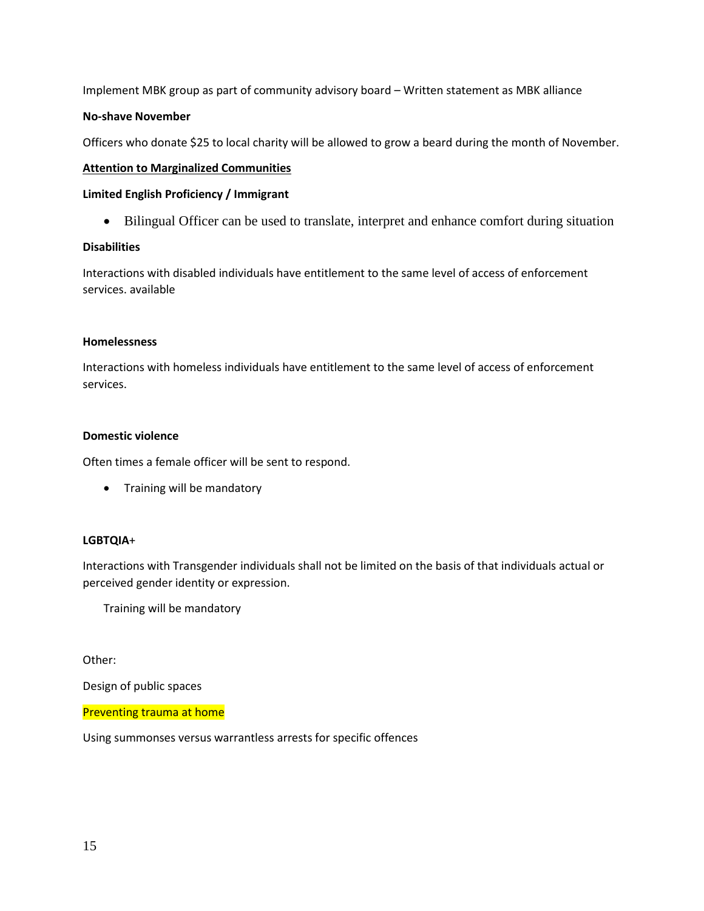Implement MBK group as part of community advisory board – Written statement as MBK alliance

**No-shave November**

Officers who donate $25 to local charity will be allowed to grow a beard during the month of November.

**Attention to Marginalized Communities**

**Limited English Proficiency / Immigrant**

- Bilingual Officer can be used to translate, interpret and enhance comfort during situation

**Disabilities**

Interactions with disabled individuals have entitlement to the same level of access of enforcement services. available

**Homelessness**

Interactions with homeless individuals have entitlement to the same level of access of enforcement services.

**Domestic violence**

Often times a female officer will be sent to respond.

- Training will be mandatory

**LGBTQIA+**

Interactions with Transgender individuals shall not be limited on the basis of that individuals actual or perceived gender identity or expression.

Training will be mandatory

Other:

Design of public spaces

Preventing trauma at home

Using summonses versus warrantless arrests for specific offences